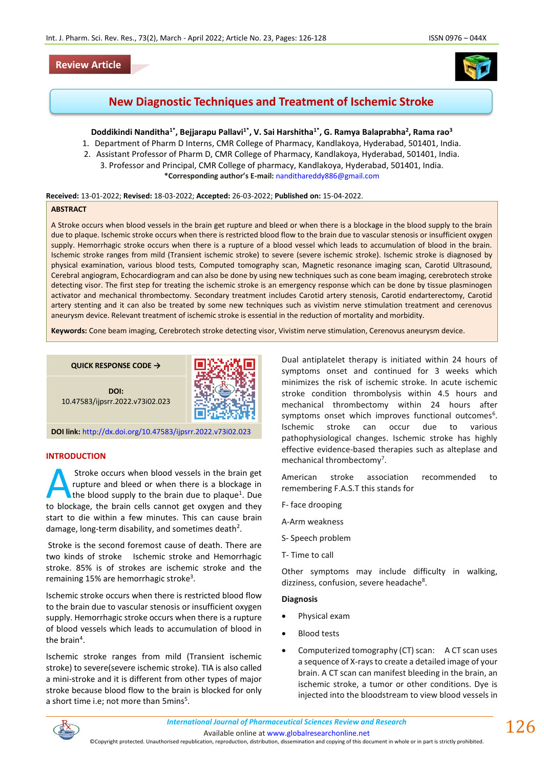Review Article

# New Diagnostic Techniques and Treatment of Ischemic Stroke

**Doddikindi Nanditha[1*], Bejjarapu Pallavi[1*], V. Sai Harshitha[1*], G. Ramya Balaprabha[2], Rama rao[3]**

1. Department of Pharm D Interns, CMR College of Pharmacy, Kandlakoya, Hyderabad, 501401, India.
2. Assistant Professor of Pharm D, CMR College of Pharmacy, Kandlakoya, Hyderabad, 501401, India.
3. Professor and Principal, CMR College of pharmacy, Kandlakoya, Hyderabad, 501401, India.

**\*Corresponding author's E-mail:** nandithareddy886@gmail.com

**Received:** 13-01-2022; **Revised:** 18-03-2022; **Accepted:** 26-03-2022; **Published on:** 15-04-2022.

**ABSTRACT**

A Stroke occurs when blood vessels in the brain get rupture and bleed or when there is a blockage in the blood supply to the brain due to plaque. Ischemic stroke occurs when there is restricted blood flow to the brain due to vascular stenosis or insufficient oxygen supply. Hemorrhagic stroke occurs when there is a rupture of a blood vessel which leads to accumulation of blood in the brain. Ischemic stroke ranges from mild (Transient ischemic stroke) to severe (severe ischemic stroke). Ischemic stroke is diagnosed by physical examination, various blood tests, Computed tomography scan, Magnetic resonance imaging scan, Carotid Ultrasound, Cerebral angiogram, Echocardiogram and can also be done by using new techniques such as cone beam imaging, cerebrotech stroke detecting visor. The first step for treating the ischemic stroke is an emergency response which can be done by tissue plasminogen activator and mechanical thrombectomy. Secondary treatment includes Carotid artery stenosis, Carotid endarterectomy, Carotid artery stenting and it can also be treated by some new techniques such as vivistim nerve stimulation treatment and cerenovus aneurysm device. Relevant treatment of ischemic stroke is essential in the reduction of mortality and morbidity.

**Keywords:** Cone beam imaging, Cerebrotech stroke detecting visor, Vivistim nerve stimulation, Cerenovus aneurysm device.

**QUICK RESPONSE CODE →**

**DOI:** 10.47583/ijpsrr.2022.v73i02.023

**DOI link:** http://dx.doi.org/10.47583/ijpsrr.2022.v73i02.023

## INTRODUCTION

A Stroke occurs when blood vessels in the brain get rupture and bleed or when there is a blockage in the blood supply to the brain due to plaque[1]. Due to blockage, the brain cells cannot get oxygen and they start to die within a few minutes. This can cause brain damage, long-term disability, and sometimes death[2].

Stroke is the second foremost cause of death. There are two kinds of stroke Ischemic stroke and Hemorrhagic stroke. 85% is of strokes are ischemic stroke and the remaining 15% are hemorrhagic stroke[3].

Ischemic stroke occurs when there is restricted blood flow to the brain due to vascular stenosis or insufficient oxygen supply. Hemorrhagic stroke occurs when there is a rupture of blood vessels which leads to accumulation of blood in the brain[4].

Ischemic stroke ranges from mild (Transient ischemic stroke) to severe(severe ischemic stroke). TIA is also called a mini-stroke and it is different from other types of major stroke because blood flow to the brain is blocked for only a short time i.e; not more than 5mins[5].

Dual antiplatelet therapy is initiated within 24 hours of symptoms onset and continued for 3 weeks which minimizes the risk of ischemic stroke. In acute ischemic stroke condition thrombolysis within 4.5 hours and mechanical thrombectomy within 24 hours after symptoms onset which improves functional outcomes[6]. Ischemic stroke can occur due to various pathophysiological changes. Ischemic stroke has highly effective evidence-based therapies such as alteplase and mechanical thrombectomy[7].

American stroke association recommended to remembering F.A.S.T this stands for

F- face drooping

A-Arm weakness

S- Speech problem

T- Time to call

Other symptoms may include difficulty in walking, dizziness, confusion, severe headache[8].

**Diagnosis**

- Physical exam
- Blood tests
- Computerized tomography (CT) scan: A CT scan uses a sequence of X-rays to create a detailed image of your brain. A CT scan can manifest bleeding in the brain, an ischemic stroke, a tumor or other conditions. Dye is injected into the bloodstream to view blood vessels in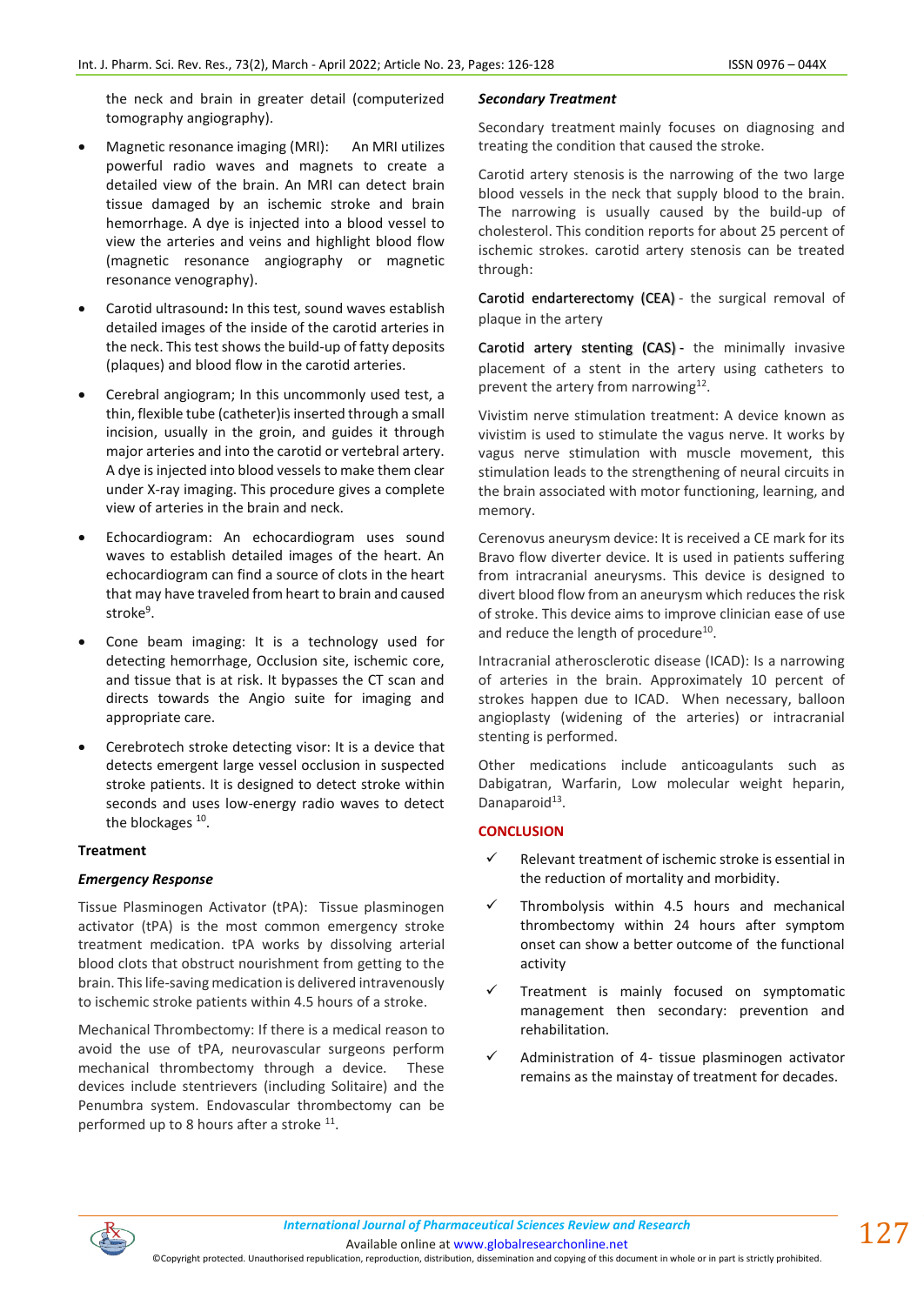the neck and brain in greater detail (computerized tomography angiography).

- Magnetic resonance imaging (MRI): An MRI utilizes powerful radio waves and magnets to create a detailed view of the brain. An MRI can detect brain tissue damaged by an ischemic stroke and brain hemorrhage. A dye is injected into a blood vessel to view the arteries and veins and highlight blood flow (magnetic resonance angiography or magnetic resonance venography).
- Carotid ultrasound**:** In this test, sound waves establish detailed images of the inside of the carotid arteries in the neck. This test shows the build-up of fatty deposits (plaques) and blood flow in the carotid arteries.
- Cerebral angiogram; In this uncommonly used test, a thin, flexible tube (catheter)is inserted through a small incision, usually in the groin, and guides it through major arteries and into the carotid or vertebral artery. A dye is injected into blood vessels to make them clear under X-ray imaging. This procedure gives a complete view of arteries in the brain and neck.
- Echocardiogram: An echocardiogram uses sound waves to establish detailed images of the heart. An echocardiogram can find a source of clots in the heart that may have traveled from heart to brain and caused stroke[9].
- Cone beam imaging: It is a technology used for detecting hemorrhage, Occlusion site, ischemic core, and tissue that is at risk. It bypasses the CT scan and directs towards the Angio suite for imaging and appropriate care.
- Cerebrotech stroke detecting visor: It is a device that detects emergent large vessel occlusion in suspected stroke patients. It is designed to detect stroke within seconds and uses low-energy radio waves to detect the blockages [10].

### Treatment

#### *Emergency Response*

Tissue Plasminogen Activator (tPA): Tissue plasminogen activator (tPA) is the most common emergency stroke treatment medication. tPA works by dissolving arterial blood clots that obstruct nourishment from getting to the brain. This life-saving medication is delivered intravenously to ischemic stroke patients within 4.5 hours of a stroke.

Mechanical Thrombectomy: If there is a medical reason to avoid the use of tPA, neurovascular surgeons perform mechanical thrombectomy through a device. These devices include stentrievers (including Solitaire) and the Penumbra system. Endovascular thrombectomy can be performed up to 8 hours after a stroke [11].

#### *Secondary Treatment*

Secondary treatment mainly focuses on diagnosing and treating the condition that caused the stroke.

Carotid artery stenosis is the narrowing of the two large blood vessels in the neck that supply blood to the brain. The narrowing is usually caused by the build-up of cholesterol. This condition reports for about 25 percent of ischemic strokes. carotid artery stenosis can be treated through:

Carotid endarterectomy (CEA) - the surgical removal of plaque in the artery

Carotid artery stenting (CAS) - the minimally invasive placement of a stent in the artery using catheters to prevent the artery from narrowing[12].

Vivistim nerve stimulation treatment: A device known as vivistim is used to stimulate the vagus nerve. It works by vagus nerve stimulation with muscle movement, this stimulation leads to the strengthening of neural circuits in the brain associated with motor functioning, learning, and memory.

Cerenovus aneurysm device: It is received a CE mark for its Bravo flow diverter device. It is used in patients suffering from intracranial aneurysms. This device is designed to divert blood flow from an aneurysm which reduces the risk of stroke. This device aims to improve clinician ease of use and reduce the length of procedure[10].

Intracranial atherosclerotic disease (ICAD): Is a narrowing of arteries in the brain. Approximately 10 percent of strokes happen due to ICAD. When necessary, balloon angioplasty (widening of the arteries) or intracranial stenting is performed.

Other medications include anticoagulants such as Dabigatran, Warfarin, Low molecular weight heparin, Danaparoid[13].

## CONCLUSION

- ✓ Relevant treatment of ischemic stroke is essential in the reduction of mortality and morbidity.
- ✓ Thrombolysis within 4.5 hours and mechanical thrombectomy within 24 hours after symptom onset can show a better outcome of the functional activity
- ✓ Treatment is mainly focused on symptomatic management then secondary: prevention and rehabilitation.
- ✓ Administration of 4- tissue plasminogen activator remains as the mainstay of treatment for decades.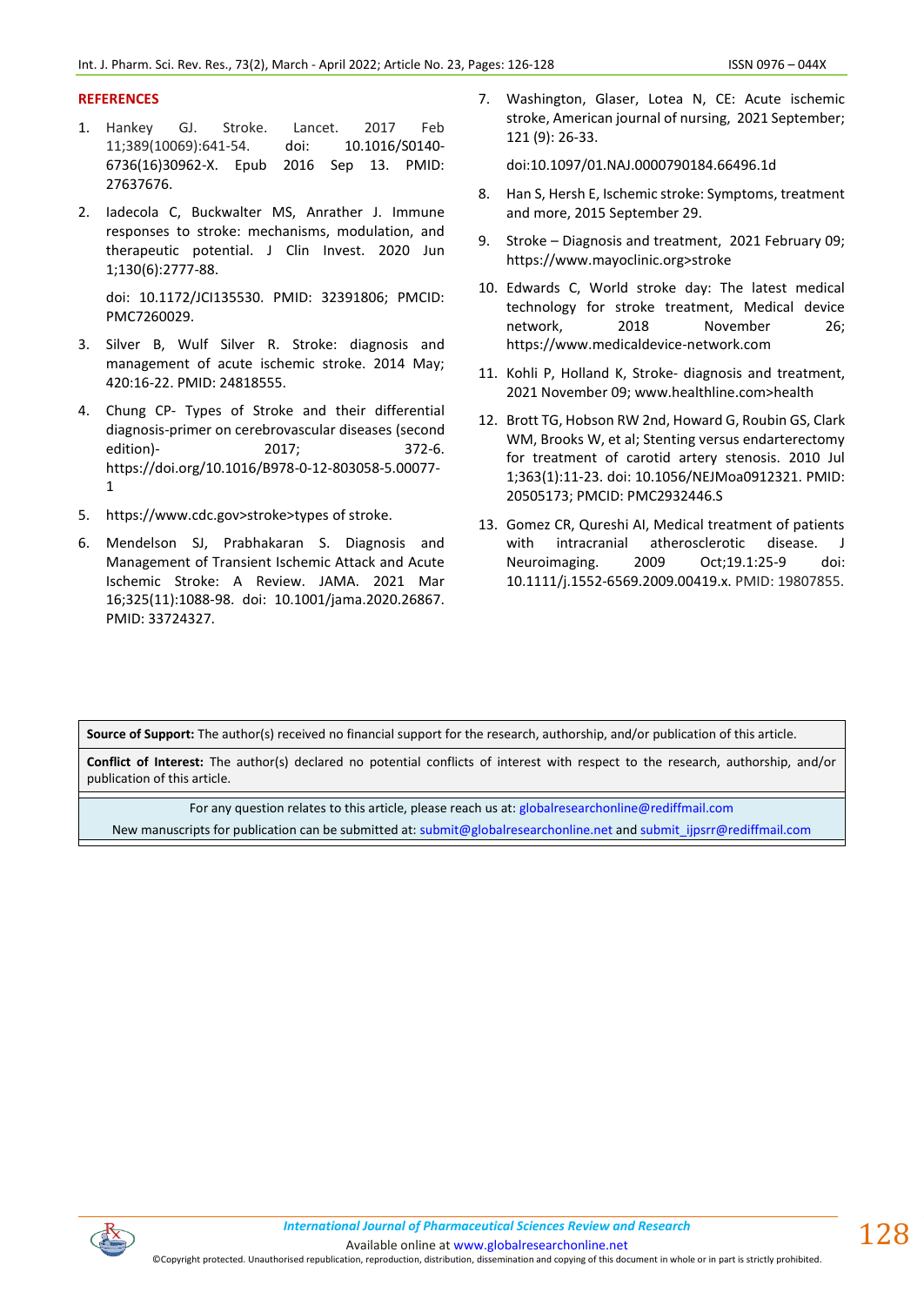## REFERENCES

1. Hankey GJ. Stroke. Lancet. 2017 Feb 11;389(10069):641-54. doi: 10.1016/S0140-6736(16)30962-X. Epub 2016 Sep 13. PMID: 27637676.
2. Iadecola C, Buckwalter MS, Anrather J. Immune responses to stroke: mechanisms, modulation, and therapeutic potential. J Clin Invest. 2020 Jun 1;130(6):2777-88.

   doi: 10.1172/JCI135530. PMID: 32391806; PMCID: PMC7260029.
3. Silver B, Wulf Silver R. Stroke: diagnosis and management of acute ischemic stroke. 2014 May; 420:16-22. PMID: 24818555.
4. Chung CP- Types of Stroke and their differential diagnosis-primer on cerebrovascular diseases (second edition)- 2017; 372-6. https://doi.org/10.1016/B978-0-12-803058-5.00077-1
5. https://www.cdc.gov>stroke>types of stroke.
6. Mendelson SJ, Prabhakaran S. Diagnosis and Management of Transient Ischemic Attack and Acute Ischemic Stroke: A Review. JAMA. 2021 Mar 16;325(11):1088-98. doi: 10.1001/jama.2020.26867. PMID: 33724327.
7. Washington, Glaser, Lotea N, CE: Acute ischemic stroke, American journal of nursing, 2021 September; 121 (9): 26-33.

   doi:10.1097/01.NAJ.0000790184.66496.1d
8. Han S, Hersh E, Ischemic stroke: Symptoms, treatment and more, 2015 September 29.
9. Stroke – Diagnosis and treatment, 2021 February 09; https://www.mayoclinic.org>stroke
10. Edwards C, World stroke day: The latest medical technology for stroke treatment, Medical device network, 2018 November 26; https://www.medicaldevice-network.com
11. Kohli P, Holland K, Stroke- diagnosis and treatment, 2021 November 09; www.healthline.com>health
12. Brott TG, Hobson RW 2nd, Howard G, Roubin GS, Clark WM, Brooks W, et al; Stenting versus endarterectomy for treatment of carotid artery stenosis. 2010 Jul 1;363(1):11-23. doi: 10.1056/NEJMoa0912321. PMID: 20505173; PMCID: PMC2932446.S
13. Gomez CR, Qureshi AI, Medical treatment of patients with intracranial atherosclerotic disease. J Neuroimaging. 2009 Oct;19.1:25-9 doi: 10.1111/j.1552-6569.2009.00419.x. PMID: 19807855.

**Source of Support:** The author(s) received no financial support for the research, authorship, and/or publication of this article.

**Conflict of Interest:** The author(s) declared no potential conflicts of interest with respect to the research, authorship, and/or publication of this article.

For any question relates to this article, please reach us at: globalresearchonline@rediffmail.com

New manuscripts for publication can be submitted at: submit@globalresearchonline.net and submit_ijpsrr@rediffmail.com